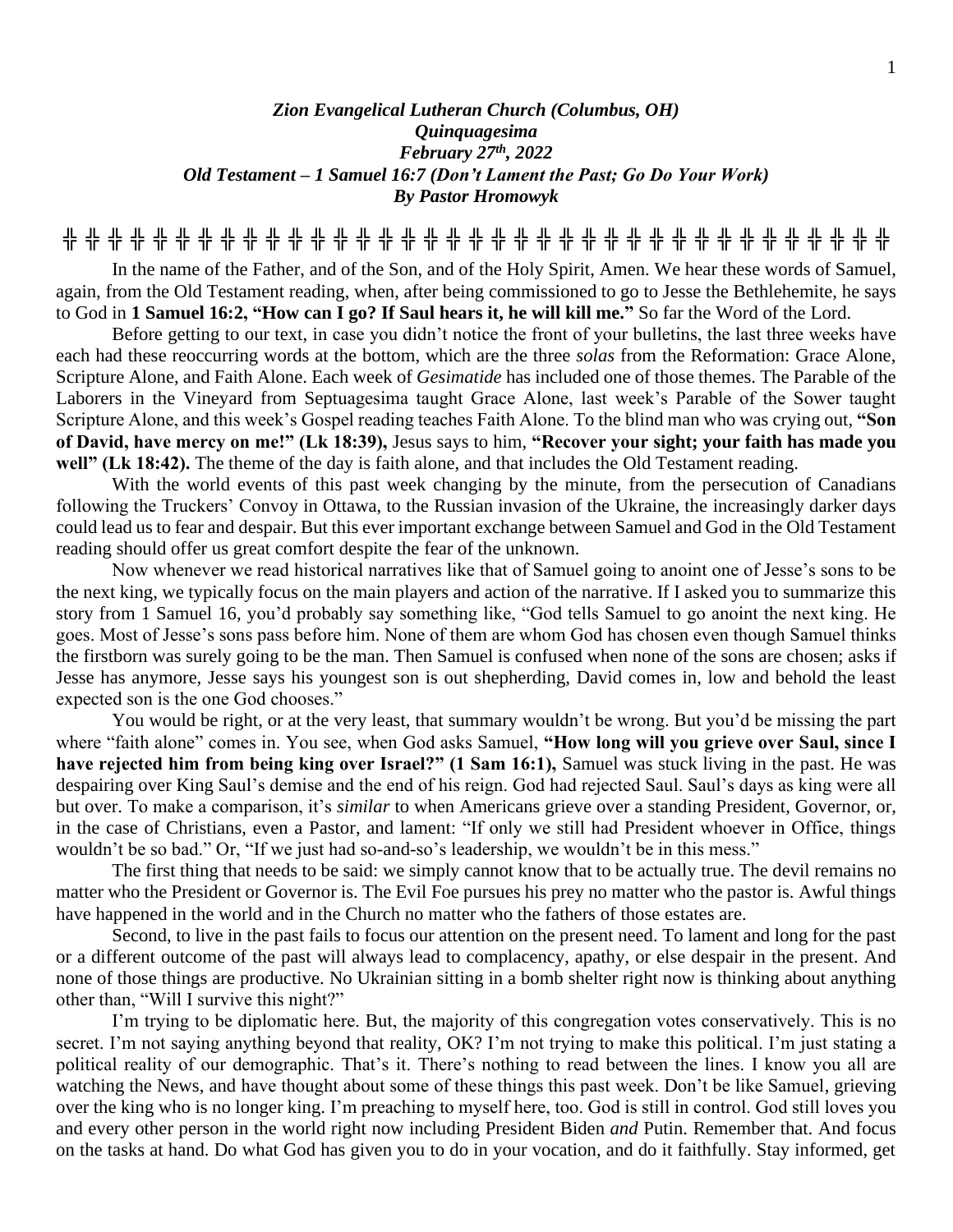***Zion Evangelical Lutheran Church (Columbus, OH)***
***Quinquagesima***
***February 27th, 2022***
***Old Testament – 1 Samuel 16:7 (Don't Lament the Past; Go Do Your Work)***
***By Pastor Hromowyk***

╬ ╬ ╬ ╬ ╬ ╬ ╬ ╬ ╬ ╬ ╬ ╬ ╬ ╬ ╬ ╬ ╬ ╬ ╬ ╬ ╬ ╬ ╬ ╬ ╬ ╬ ╬ ╬ ╬ ╬ ╬ ╬ ╬ ╬ ╬ ╬ ╬ ╬ ╬ ╬ ╬

In the name of the Father, and of the Son, and of the Holy Spirit, Amen. We hear these words of Samuel, again, from the Old Testament reading, when, after being commissioned to go to Jesse the Bethlehemite, he says to God in **1 Samuel 16:2, "How can I go? If Saul hears it, he will kill me."** So far the Word of the Lord.

Before getting to our text, in case you didn't notice the front of your bulletins, the last three weeks have each had these reoccurring words at the bottom, which are the three *solas* from the Reformation: Grace Alone, Scripture Alone, and Faith Alone. Each week of *Gesimatide* has included one of those themes. The Parable of the Laborers in the Vineyard from Septuagesima taught Grace Alone, last week's Parable of the Sower taught Scripture Alone, and this week's Gospel reading teaches Faith Alone. To the blind man who was crying out, **"Son of David, have mercy on me!" (Lk 18:39),** Jesus says to him, **"Recover your sight; your faith has made you well" (Lk 18:42).** The theme of the day is faith alone, and that includes the Old Testament reading.

With the world events of this past week changing by the minute, from the persecution of Canadians following the Truckers' Convoy in Ottawa, to the Russian invasion of the Ukraine, the increasingly darker days could lead us to fear and despair. But this ever important exchange between Samuel and God in the Old Testament reading should offer us great comfort despite the fear of the unknown.

Now whenever we read historical narratives like that of Samuel going to anoint one of Jesse's sons to be the next king, we typically focus on the main players and action of the narrative. If I asked you to summarize this story from 1 Samuel 16, you'd probably say something like, "God tells Samuel to go anoint the next king. He goes. Most of Jesse's sons pass before him. None of them are whom God has chosen even though Samuel thinks the firstborn was surely going to be the man. Then Samuel is confused when none of the sons are chosen; asks if Jesse has anymore, Jesse says his youngest son is out shepherding, David comes in, low and behold the least expected son is the one God chooses."

You would be right, or at the very least, that summary wouldn't be wrong. But you'd be missing the part where "faith alone" comes in. You see, when God asks Samuel, **"How long will you grieve over Saul, since I have rejected him from being king over Israel?" (1 Sam 16:1),** Samuel was stuck living in the past. He was despairing over King Saul's demise and the end of his reign. God had rejected Saul. Saul's days as king were all but over. To make a comparison, it's *similar* to when Americans grieve over a standing President, Governor, or, in the case of Christians, even a Pastor, and lament: "If only we still had President whoever in Office, things wouldn't be so bad." Or, "If we just had so-and-so's leadership, we wouldn't be in this mess."

The first thing that needs to be said: we simply cannot know that to be actually true. The devil remains no matter who the President or Governor is. The Evil Foe pursues his prey no matter who the pastor is. Awful things have happened in the world and in the Church no matter who the fathers of those estates are.

Second, to live in the past fails to focus our attention on the present need. To lament and long for the past or a different outcome of the past will always lead to complacency, apathy, or else despair in the present. And none of those things are productive. No Ukrainian sitting in a bomb shelter right now is thinking about anything other than, "Will I survive this night?"

I'm trying to be diplomatic here. But, the majority of this congregation votes conservatively. This is no secret. I'm not saying anything beyond that reality, OK? I'm not trying to make this political. I'm just stating a political reality of our demographic. That's it. There's nothing to read between the lines. I know you all are watching the News, and have thought about some of these things this past week. Don't be like Samuel, grieving over the king who is no longer king. I'm preaching to myself here, too. God is still in control. God still loves you and every other person in the world right now including President Biden *and* Putin. Remember that. And focus on the tasks at hand. Do what God has given you to do in your vocation, and do it faithfully. Stay informed, get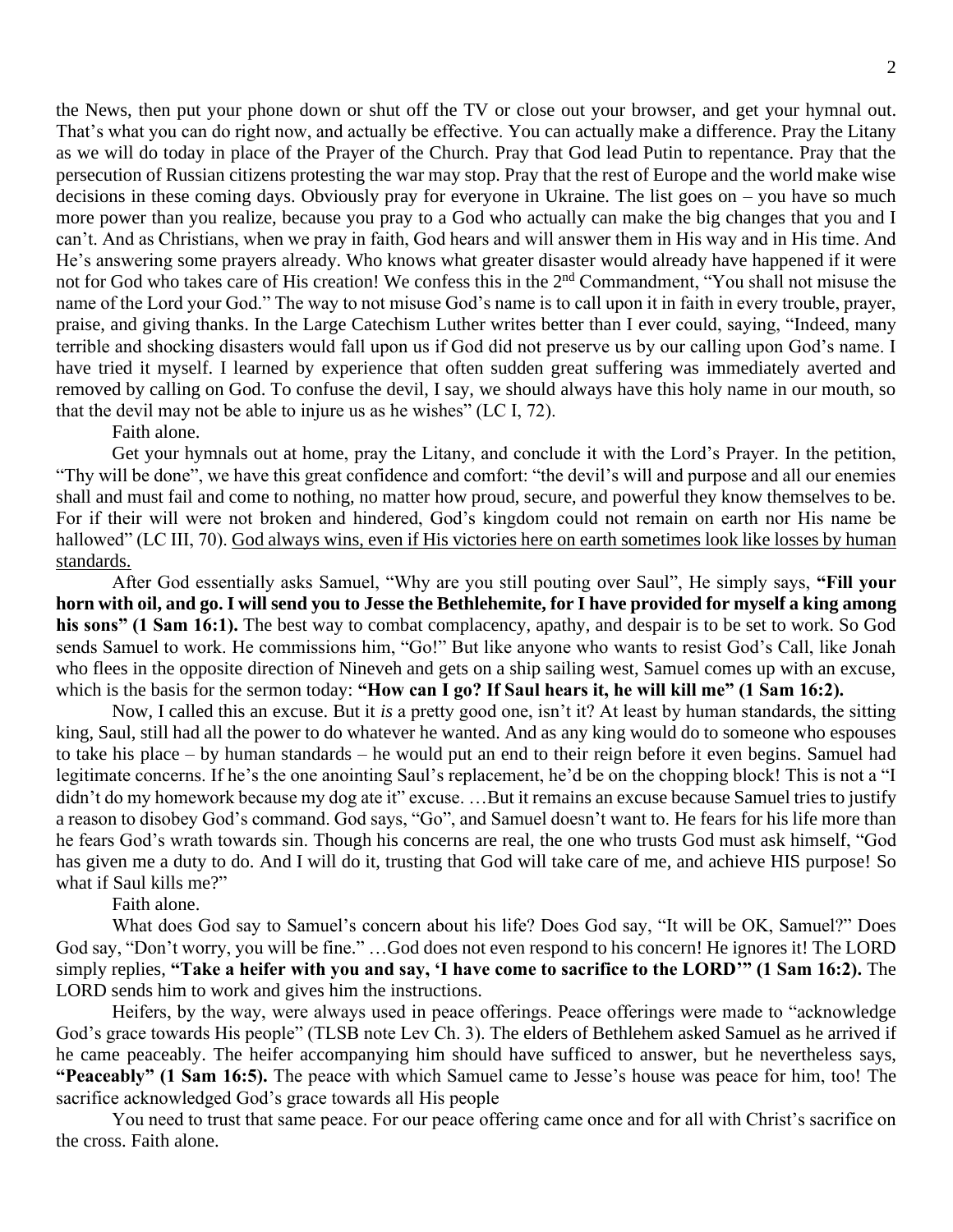the News, then put your phone down or shut off the TV or close out your browser, and get your hymnal out. That's what you can do right now, and actually be effective. You can actually make a difference. Pray the Litany as we will do today in place of the Prayer of the Church. Pray that God lead Putin to repentance. Pray that the persecution of Russian citizens protesting the war may stop. Pray that the rest of Europe and the world make wise decisions in these coming days. Obviously pray for everyone in Ukraine. The list goes on – you have so much more power than you realize, because you pray to a God who actually can make the big changes that you and I can't. And as Christians, when we pray in faith, God hears and will answer them in His way and in His time. And He's answering some prayers already. Who knows what greater disaster would already have happened if it were not for God who takes care of His creation! We confess this in the 2nd Commandment, "You shall not misuse the name of the Lord your God." The way to not misuse God's name is to call upon it in faith in every trouble, prayer, praise, and giving thanks. In the Large Catechism Luther writes better than I ever could, saying, "Indeed, many terrible and shocking disasters would fall upon us if God did not preserve us by our calling upon God's name. I have tried it myself. I learned by experience that often sudden great suffering was immediately averted and removed by calling on God. To confuse the devil, I say, we should always have this holy name in our mouth, so that the devil may not be able to injure us as he wishes" (LC I, 72).

Faith alone.

Get your hymnals out at home, pray the Litany, and conclude it with the Lord's Prayer. In the petition, "Thy will be done", we have this great confidence and comfort: "the devil's will and purpose and all our enemies shall and must fail and come to nothing, no matter how proud, secure, and powerful they know themselves to be. For if their will were not broken and hindered, God's kingdom could not remain on earth nor His name be hallowed" (LC III, 70). <u>God always wins, even if His victories here on earth sometimes look like losses by human standards.</u>

After God essentially asks Samuel, "Why are you still pouting over Saul", He simply says, **"Fill your horn with oil, and go. I will send you to Jesse the Bethlehemite, for I have provided for myself a king among his sons" (1 Sam 16:1).** The best way to combat complacency, apathy, and despair is to be set to work. So God sends Samuel to work. He commissions him, "Go!" But like anyone who wants to resist God's Call, like Jonah who flees in the opposite direction of Nineveh and gets on a ship sailing west, Samuel comes up with an excuse, which is the basis for the sermon today: **"How can I go? If Saul hears it, he will kill me" (1 Sam 16:2).**

Now, I called this an excuse. But it *is* a pretty good one, isn't it? At least by human standards, the sitting king, Saul, still had all the power to do whatever he wanted. And as any king would do to someone who espouses to take his place – by human standards – he would put an end to their reign before it even begins. Samuel had legitimate concerns. If he's the one anointing Saul's replacement, he'd be on the chopping block! This is not a "I didn't do my homework because my dog ate it" excuse. …But it remains an excuse because Samuel tries to justify a reason to disobey God's command. God says, "Go", and Samuel doesn't want to. He fears for his life more than he fears God's wrath towards sin. Though his concerns are real, the one who trusts God must ask himself, "God has given me a duty to do. And I will do it, trusting that God will take care of me, and achieve HIS purpose! So what if Saul kills me?"

Faith alone.

What does God say to Samuel's concern about his life? Does God say, "It will be OK, Samuel?" Does God say, "Don't worry, you will be fine." …God does not even respond to his concern! He ignores it! The LORD simply replies, **"Take a heifer with you and say, 'I have come to sacrifice to the LORD'" (1 Sam 16:2).** The LORD sends him to work and gives him the instructions.

Heifers, by the way, were always used in peace offerings. Peace offerings were made to "acknowledge God's grace towards His people" (TLSB note Lev Ch. 3). The elders of Bethlehem asked Samuel as he arrived if he came peaceably. The heifer accompanying him should have sufficed to answer, but he nevertheless says, **"Peaceably" (1 Sam 16:5).** The peace with which Samuel came to Jesse's house was peace for him, too! The sacrifice acknowledged God's grace towards all His people

You need to trust that same peace. For our peace offering came once and for all with Christ's sacrifice on the cross. Faith alone.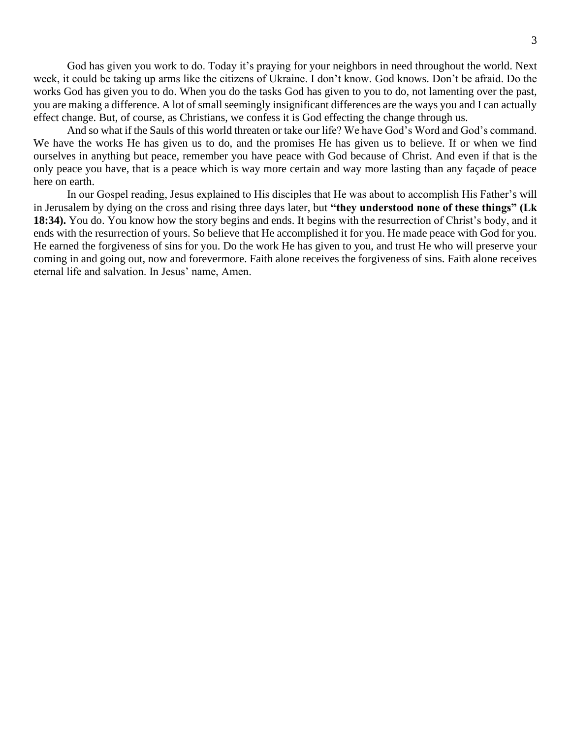God has given you work to do. Today it's praying for your neighbors in need throughout the world. Next week, it could be taking up arms like the citizens of Ukraine. I don't know. God knows. Don't be afraid. Do the works God has given you to do. When you do the tasks God has given to you to do, not lamenting over the past, you are making a difference. A lot of small seemingly insignificant differences are the ways you and I can actually effect change. But, of course, as Christians, we confess it is God effecting the change through us.

And so what if the Sauls of this world threaten or take our life? We have God's Word and God's command. We have the works He has given us to do, and the promises He has given us to believe. If or when we find ourselves in anything but peace, remember you have peace with God because of Christ. And even if that is the only peace you have, that is a peace which is way more certain and way more lasting than any façade of peace here on earth.

In our Gospel reading, Jesus explained to His disciples that He was about to accomplish His Father's will in Jerusalem by dying on the cross and rising three days later, but **"they understood none of these things" (Lk 18:34).** You do. You know how the story begins and ends. It begins with the resurrection of Christ's body, and it ends with the resurrection of yours. So believe that He accomplished it for you. He made peace with God for you. He earned the forgiveness of sins for you. Do the work He has given to you, and trust He who will preserve your coming in and going out, now and forevermore. Faith alone receives the forgiveness of sins. Faith alone receives eternal life and salvation. In Jesus' name, Amen.